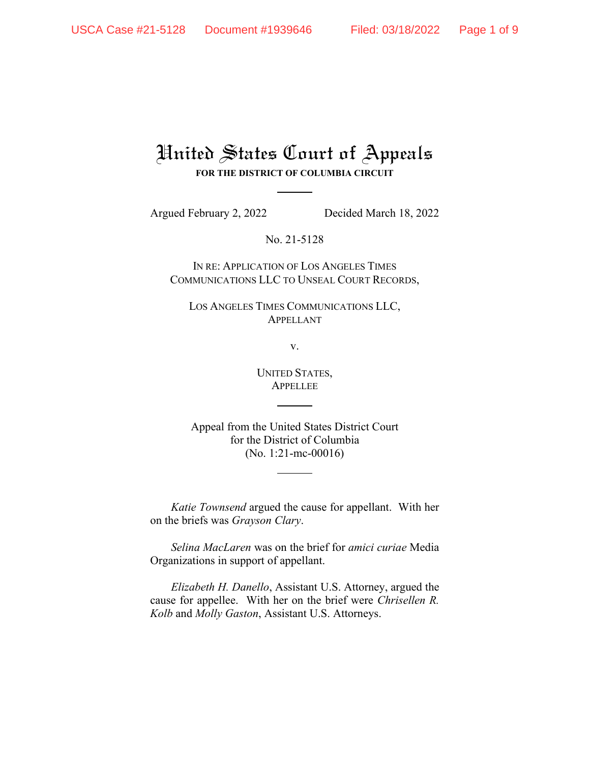# United States Court of Appeals

**FOR THE DISTRICT OF COLUMBIA CIRCUIT**

Argued February 2, 2022 Decided March 18, 2022

No. 21-5128

IN RE: APPLICATION OF LOS ANGELES TIMES COMMUNICATIONS LLC TO UNSEAL COURT RECORDS,

LOS ANGELES TIMES COMMUNICATIONS LLC,
APPELLANT

v.

UNITED STATES,
APPELLEE

Appeal from the United States District Court
for the District of Columbia
(No. 1:21-mc-00016)

*Katie Townsend* argued the cause for appellant. With her on the briefs was *Grayson Clary*.

*Selina MacLaren* was on the brief for *amici curiae* Media Organizations in support of appellant.

*Elizabeth H. Danello*, Assistant U.S. Attorney, argued the cause for appellee. With her on the brief were *Chrisellen R. Kolb* and *Molly Gaston*, Assistant U.S. Attorneys.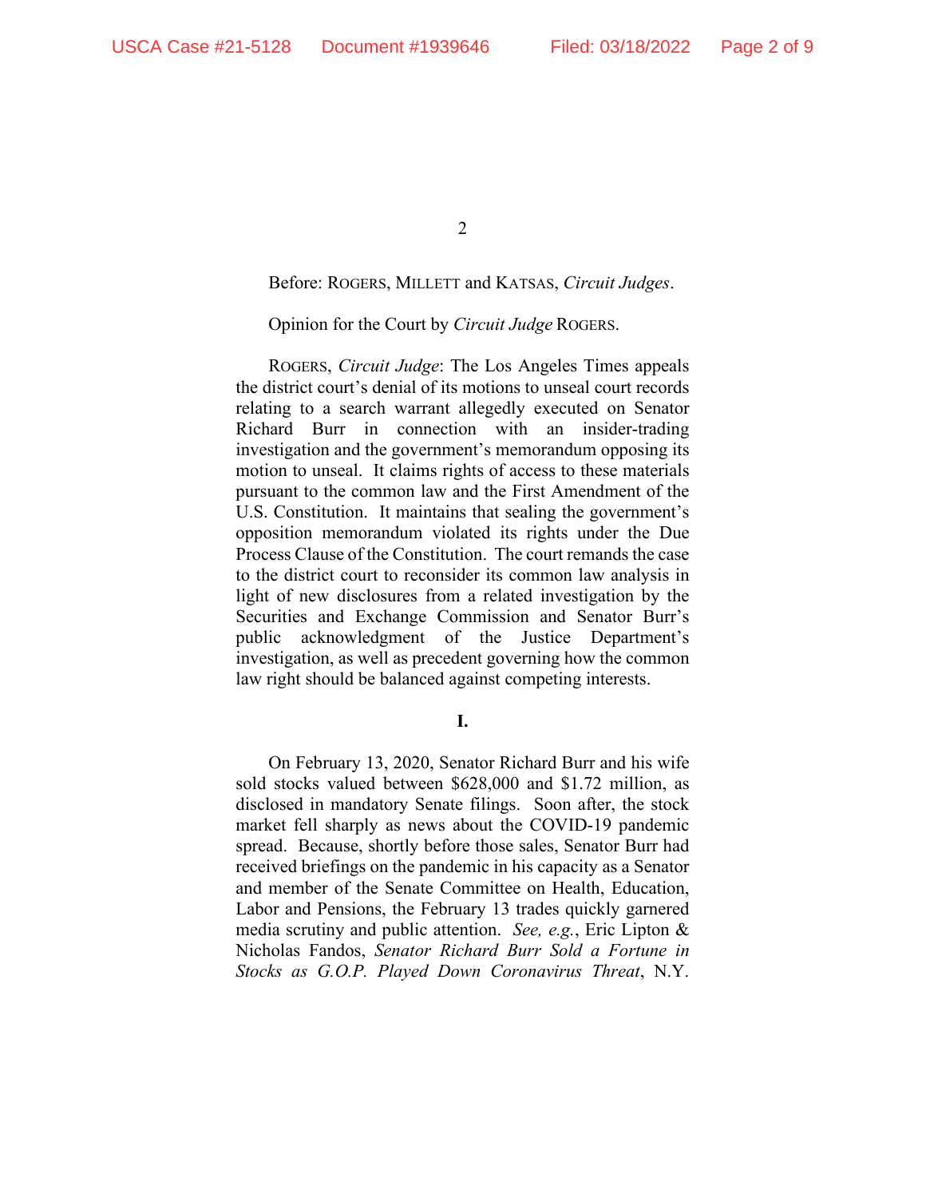Before: ROGERS, MILLETT and KATSAS, *Circuit Judges*.

Opinion for the Court by *Circuit Judge* ROGERS.

ROGERS, *Circuit Judge*: The Los Angeles Times appeals the district court's denial of its motions to unseal court records relating to a search warrant allegedly executed on Senator Richard Burr in connection with an insider-trading investigation and the government's memorandum opposing its motion to unseal. It claims rights of access to these materials pursuant to the common law and the First Amendment of the U.S. Constitution. It maintains that sealing the government's opposition memorandum violated its rights under the Due Process Clause of the Constitution. The court remands the case to the district court to reconsider its common law analysis in light of new disclosures from a related investigation by the Securities and Exchange Commission and Senator Burr's public acknowledgment of the Justice Department's investigation, as well as precedent governing how the common law right should be balanced against competing interests.

**I.**

On February 13, 2020, Senator Richard Burr and his wife sold stocks valued between $628,000 and $1.72 million, as disclosed in mandatory Senate filings. Soon after, the stock market fell sharply as news about the COVID-19 pandemic spread. Because, shortly before those sales, Senator Burr had received briefings on the pandemic in his capacity as a Senator and member of the Senate Committee on Health, Education, Labor and Pensions, the February 13 trades quickly garnered media scrutiny and public attention. *See, e.g.*, Eric Lipton & Nicholas Fandos, *Senator Richard Burr Sold a Fortune in Stocks as G.O.P. Played Down Coronavirus Threat*, N.Y.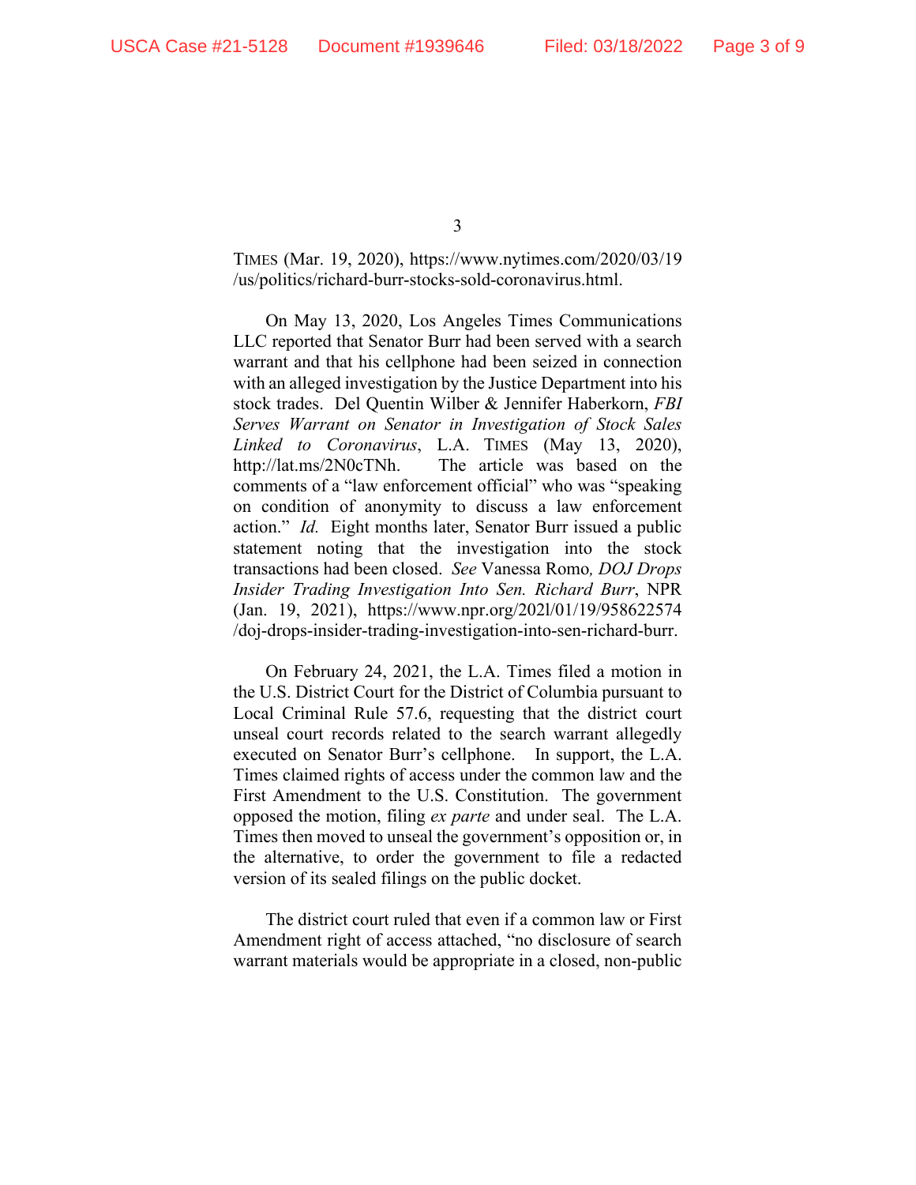TIMES (Mar. 19, 2020), https://www.nytimes.com/2020/03/19/us/politics/richard-burr-stocks-sold-coronavirus.html.

On May 13, 2020, Los Angeles Times Communications LLC reported that Senator Burr had been served with a search warrant and that his cellphone had been seized in connection with an alleged investigation by the Justice Department into his stock trades. Del Quentin Wilber & Jennifer Haberkorn, *FBI Serves Warrant on Senator in Investigation of Stock Sales Linked to Coronavirus*, L.A. TIMES (May 13, 2020), http://lat.ms/2N0cTNh. The article was based on the comments of a "law enforcement official" who was "speaking on condition of anonymity to discuss a law enforcement action." *Id.* Eight months later, Senator Burr issued a public statement noting that the investigation into the stock transactions had been closed. *See* Vanessa Romo, *DOJ Drops Insider Trading Investigation Into Sen. Richard Burr*, NPR (Jan. 19, 2021), https://www.npr.org/2021/01/19/958622574/doj-drops-insider-trading-investigation-into-sen-richard-burr.

On February 24, 2021, the L.A. Times filed a motion in the U.S. District Court for the District of Columbia pursuant to Local Criminal Rule 57.6, requesting that the district court unseal court records related to the search warrant allegedly executed on Senator Burr's cellphone. In support, the L.A. Times claimed rights of access under the common law and the First Amendment to the U.S. Constitution. The government opposed the motion, filing *ex parte* and under seal. The L.A. Times then moved to unseal the government's opposition or, in the alternative, to order the government to file a redacted version of its sealed filings on the public docket.

The district court ruled that even if a common law or First Amendment right of access attached, "no disclosure of search warrant materials would be appropriate in a closed, non-public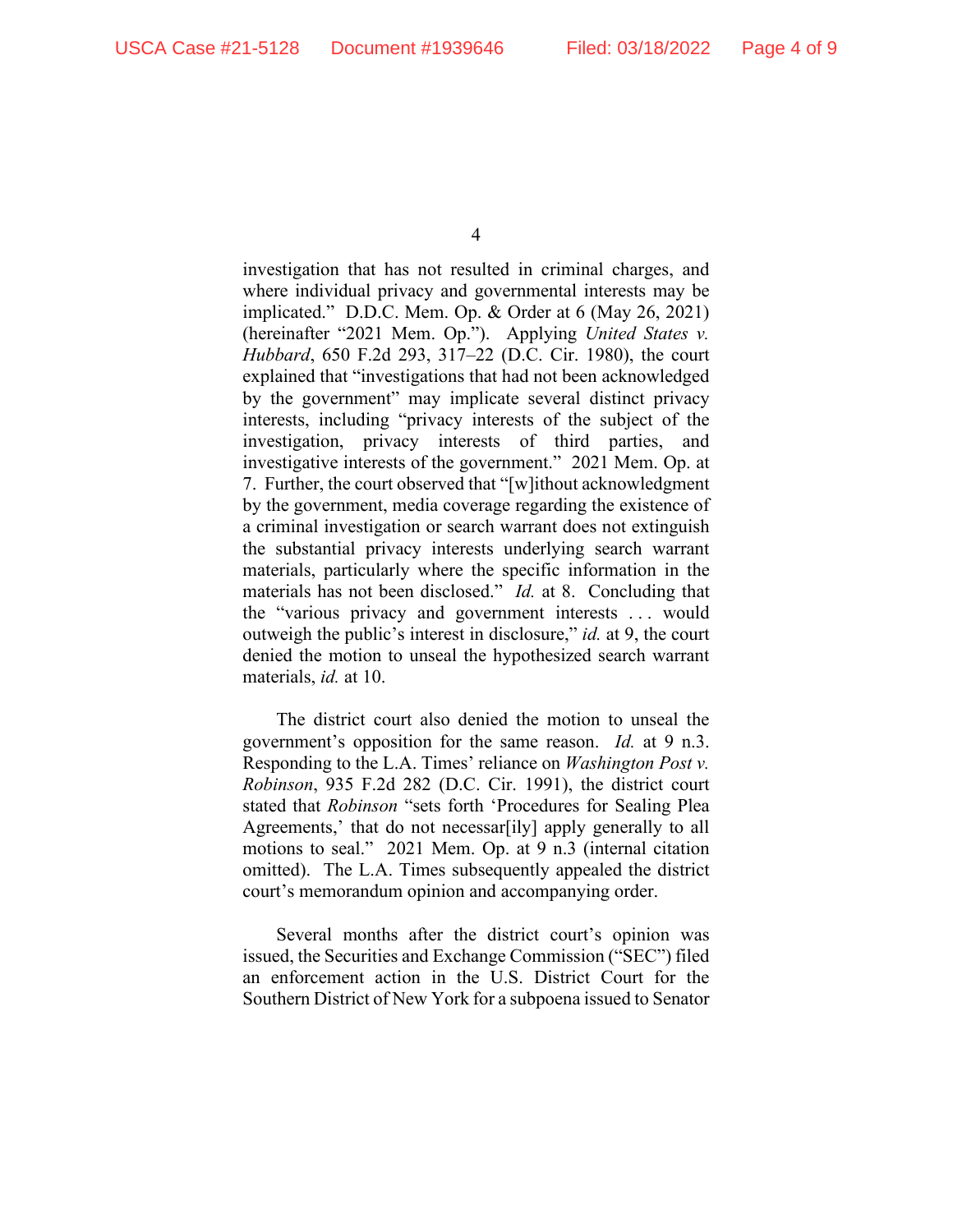investigation that has not resulted in criminal charges, and where individual privacy and governmental interests may be implicated." D.D.C. Mem. Op. & Order at 6 (May 26, 2021) (hereinafter "2021 Mem. Op."). Applying *United States v. Hubbard*, 650 F.2d 293, 317–22 (D.C. Cir. 1980), the court explained that "investigations that had not been acknowledged by the government" may implicate several distinct privacy interests, including "privacy interests of the subject of the investigation, privacy interests of third parties, and investigative interests of the government." 2021 Mem. Op. at 7. Further, the court observed that "[w]ithout acknowledgment by the government, media coverage regarding the existence of a criminal investigation or search warrant does not extinguish the substantial privacy interests underlying search warrant materials, particularly where the specific information in the materials has not been disclosed." *Id.* at 8. Concluding that the "various privacy and government interests . . . would outweigh the public's interest in disclosure," *id.* at 9, the court denied the motion to unseal the hypothesized search warrant materials, *id.* at 10.

The district court also denied the motion to unseal the government's opposition for the same reason. *Id.* at 9 n.3. Responding to the L.A. Times' reliance on *Washington Post v. Robinson*, 935 F.2d 282 (D.C. Cir. 1991), the district court stated that *Robinson* "sets forth 'Procedures for Sealing Plea Agreements,' that do not necessar[ily] apply generally to all motions to seal." 2021 Mem. Op. at 9 n.3 (internal citation omitted). The L.A. Times subsequently appealed the district court's memorandum opinion and accompanying order.

Several months after the district court's opinion was issued, the Securities and Exchange Commission ("SEC") filed an enforcement action in the U.S. District Court for the Southern District of New York for a subpoena issued to Senator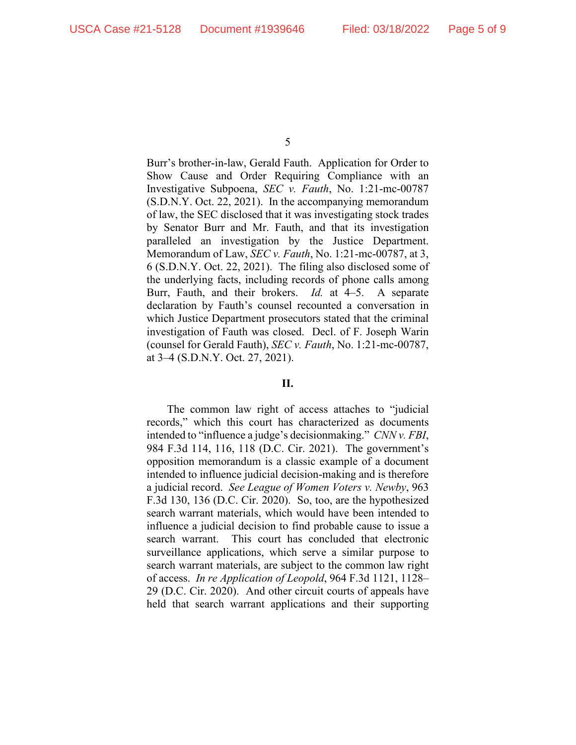Burr's brother-in-law, Gerald Fauth. Application for Order to Show Cause and Order Requiring Compliance with an Investigative Subpoena, *SEC v. Fauth*, No. 1:21-mc-00787 (S.D.N.Y. Oct. 22, 2021). In the accompanying memorandum of law, the SEC disclosed that it was investigating stock trades by Senator Burr and Mr. Fauth, and that its investigation paralleled an investigation by the Justice Department. Memorandum of Law, *SEC v. Fauth*, No. 1:21-mc-00787, at 3, 6 (S.D.N.Y. Oct. 22, 2021). The filing also disclosed some of the underlying facts, including records of phone calls among Burr, Fauth, and their brokers. *Id.* at 4–5. A separate declaration by Fauth's counsel recounted a conversation in which Justice Department prosecutors stated that the criminal investigation of Fauth was closed. Decl. of F. Joseph Warin (counsel for Gerald Fauth), *SEC v. Fauth*, No. 1:21-mc-00787, at 3–4 (S.D.N.Y. Oct. 27, 2021).

## II.

The common law right of access attaches to "judicial records," which this court has characterized as documents intended to "influence a judge's decisionmaking." *CNN v. FBI*, 984 F.3d 114, 116, 118 (D.C. Cir. 2021). The government's opposition memorandum is a classic example of a document intended to influence judicial decision-making and is therefore a judicial record. *See League of Women Voters v. Newby*, 963 F.3d 130, 136 (D.C. Cir. 2020). So, too, are the hypothesized search warrant materials, which would have been intended to influence a judicial decision to find probable cause to issue a search warrant. This court has concluded that electronic surveillance applications, which serve a similar purpose to search warrant materials, are subject to the common law right of access. *In re Application of Leopold*, 964 F.3d 1121, 1128–29 (D.C. Cir. 2020). And other circuit courts of appeals have held that search warrant applications and their supporting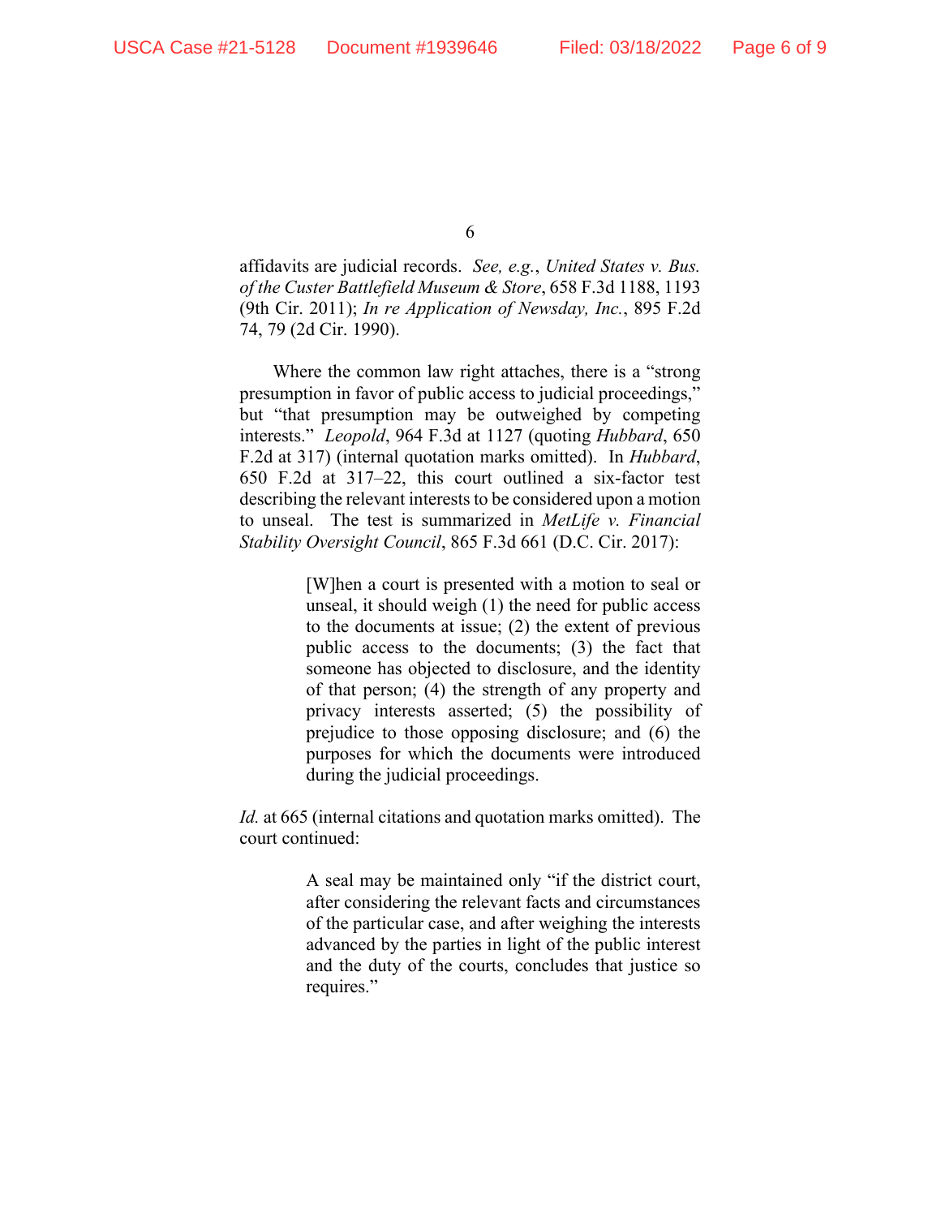affidavits are judicial records. *See, e.g.*, *United States v. Bus. of the Custer Battlefield Museum & Store*, 658 F.3d 1188, 1193 (9th Cir. 2011); *In re Application of Newsday, Inc.*, 895 F.2d 74, 79 (2d Cir. 1990).

Where the common law right attaches, there is a "strong presumption in favor of public access to judicial proceedings," but "that presumption may be outweighed by competing interests." *Leopold*, 964 F.3d at 1127 (quoting *Hubbard*, 650 F.2d at 317) (internal quotation marks omitted). In *Hubbard*, 650 F.2d at 317–22, this court outlined a six-factor test describing the relevant interests to be considered upon a motion to unseal. The test is summarized in *MetLife v. Financial Stability Oversight Council*, 865 F.3d 661 (D.C. Cir. 2017):

> [W]hen a court is presented with a motion to seal or unseal, it should weigh (1) the need for public access to the documents at issue; (2) the extent of previous public access to the documents; (3) the fact that someone has objected to disclosure, and the identity of that person; (4) the strength of any property and privacy interests asserted; (5) the possibility of prejudice to those opposing disclosure; and (6) the purposes for which the documents were introduced during the judicial proceedings.

*Id.* at 665 (internal citations and quotation marks omitted). The court continued:

> A seal may be maintained only "if the district court, after considering the relevant facts and circumstances of the particular case, and after weighing the interests advanced by the parties in light of the public interest and the duty of the courts, concludes that justice so requires."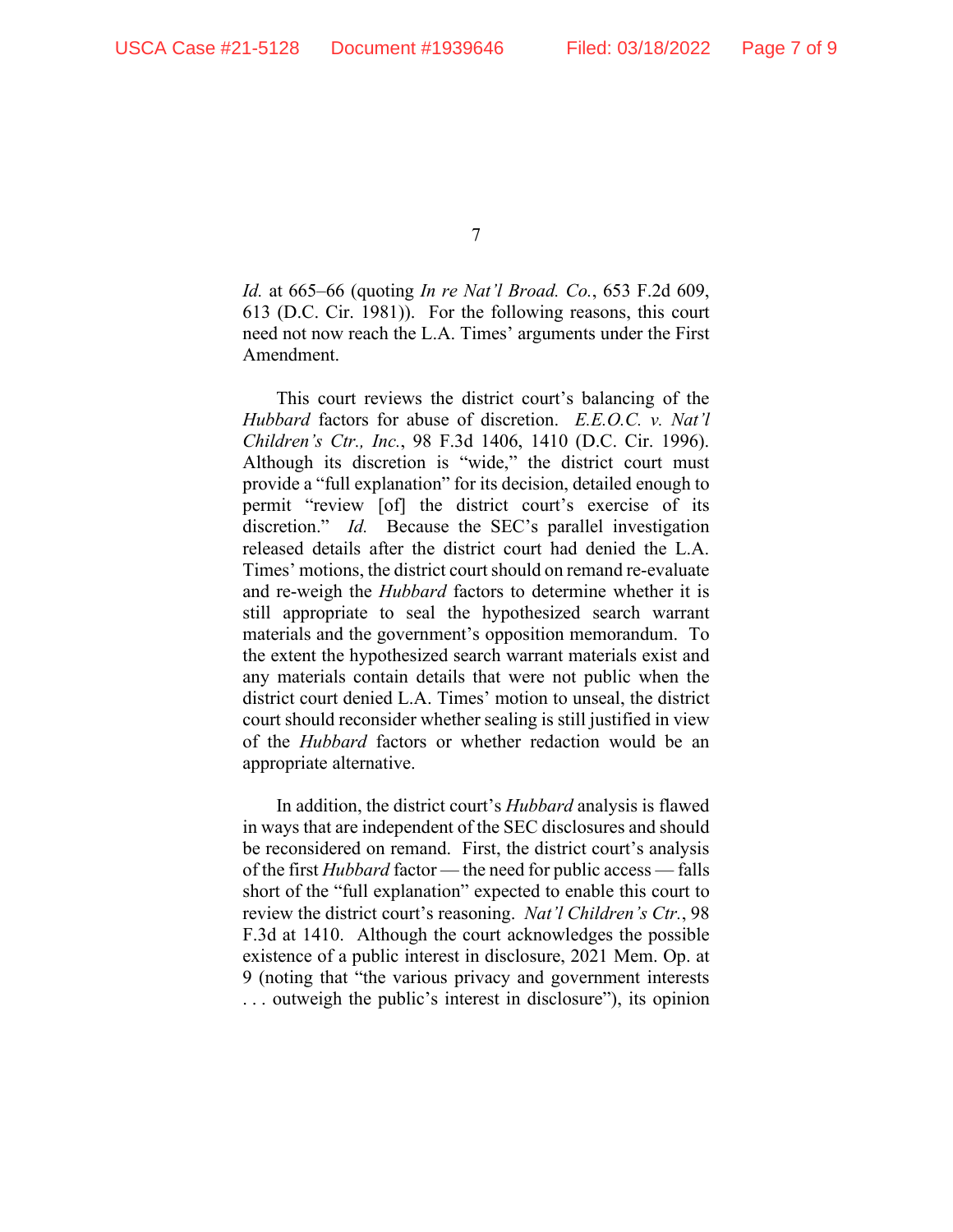*Id.* at 665–66 (quoting *In re Nat'l Broad. Co.*, 653 F.2d 609, 613 (D.C. Cir. 1981)). For the following reasons, this court need not now reach the L.A. Times' arguments under the First Amendment.

This court reviews the district court's balancing of the *Hubbard* factors for abuse of discretion. *E.E.O.C. v. Nat'l Children's Ctr., Inc.*, 98 F.3d 1406, 1410 (D.C. Cir. 1996). Although its discretion is "wide," the district court must provide a "full explanation" for its decision, detailed enough to permit "review [of] the district court's exercise of its discretion." *Id.* Because the SEC's parallel investigation released details after the district court had denied the L.A. Times' motions, the district court should on remand re-evaluate and re-weigh the *Hubbard* factors to determine whether it is still appropriate to seal the hypothesized search warrant materials and the government's opposition memorandum. To the extent the hypothesized search warrant materials exist and any materials contain details that were not public when the district court denied L.A. Times' motion to unseal, the district court should reconsider whether sealing is still justified in view of the *Hubbard* factors or whether redaction would be an appropriate alternative.

In addition, the district court's *Hubbard* analysis is flawed in ways that are independent of the SEC disclosures and should be reconsidered on remand. First, the district court's analysis of the first *Hubbard* factor — the need for public access — falls short of the "full explanation" expected to enable this court to review the district court's reasoning. *Nat'l Children's Ctr.*, 98 F.3d at 1410. Although the court acknowledges the possible existence of a public interest in disclosure, 2021 Mem. Op. at 9 (noting that "the various privacy and government interests . . . outweigh the public's interest in disclosure"), its opinion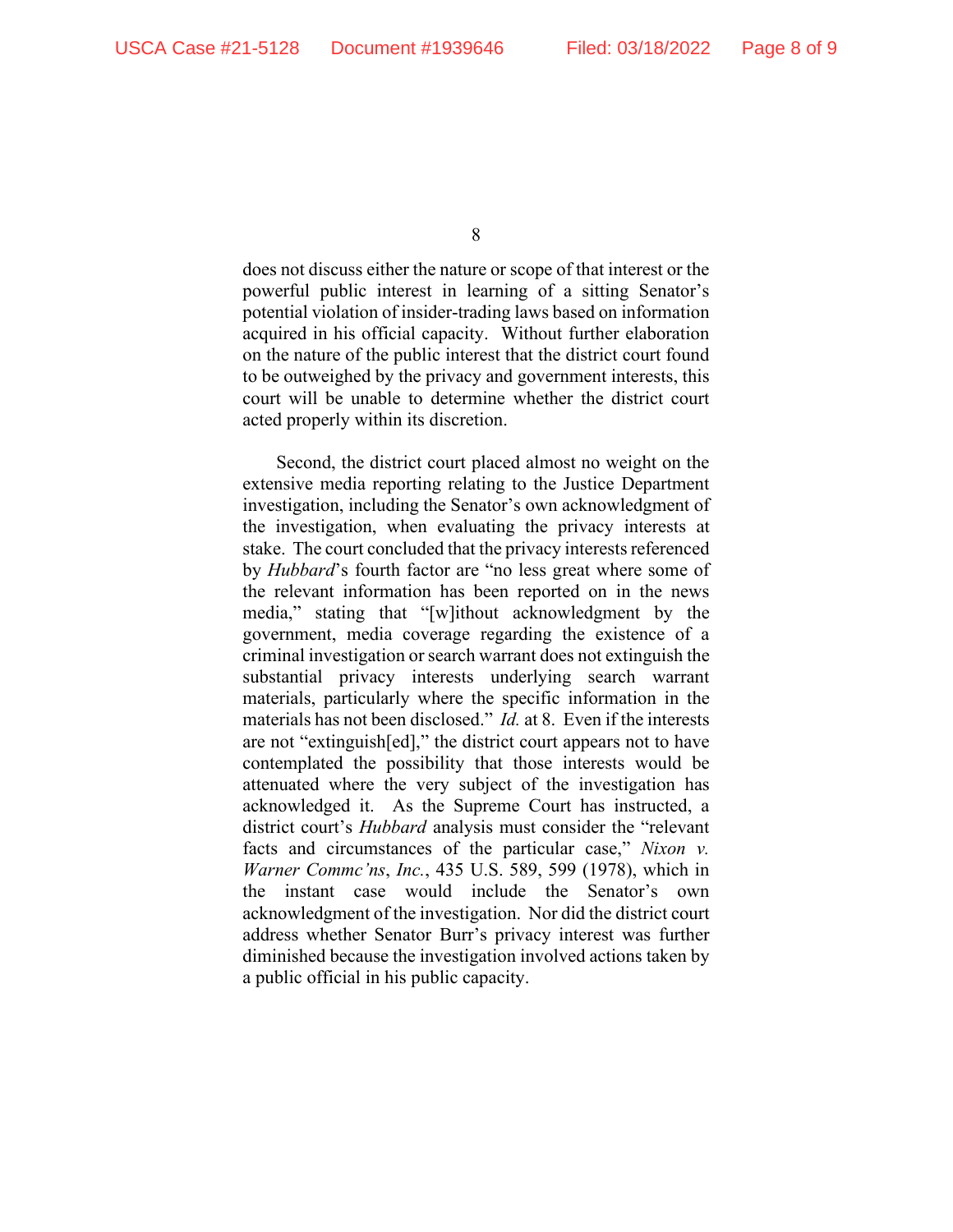does not discuss either the nature or scope of that interest or the powerful public interest in learning of a sitting Senator's potential violation of insider-trading laws based on information acquired in his official capacity. Without further elaboration on the nature of the public interest that the district court found to be outweighed by the privacy and government interests, this court will be unable to determine whether the district court acted properly within its discretion.

Second, the district court placed almost no weight on the extensive media reporting relating to the Justice Department investigation, including the Senator's own acknowledgment of the investigation, when evaluating the privacy interests at stake. The court concluded that the privacy interests referenced by *Hubbard*'s fourth factor are "no less great where some of the relevant information has been reported on in the news media," stating that "[w]ithout acknowledgment by the government, media coverage regarding the existence of a criminal investigation or search warrant does not extinguish the substantial privacy interests underlying search warrant materials, particularly where the specific information in the materials has not been disclosed." *Id.* at 8. Even if the interests are not "extinguish[ed]," the district court appears not to have contemplated the possibility that those interests would be attenuated where the very subject of the investigation has acknowledged it. As the Supreme Court has instructed, a district court's *Hubbard* analysis must consider the "relevant facts and circumstances of the particular case," *Nixon v. Warner Commc'ns*, *Inc.*, 435 U.S. 589, 599 (1978), which in the instant case would include the Senator's own acknowledgment of the investigation. Nor did the district court address whether Senator Burr's privacy interest was further diminished because the investigation involved actions taken by a public official in his public capacity.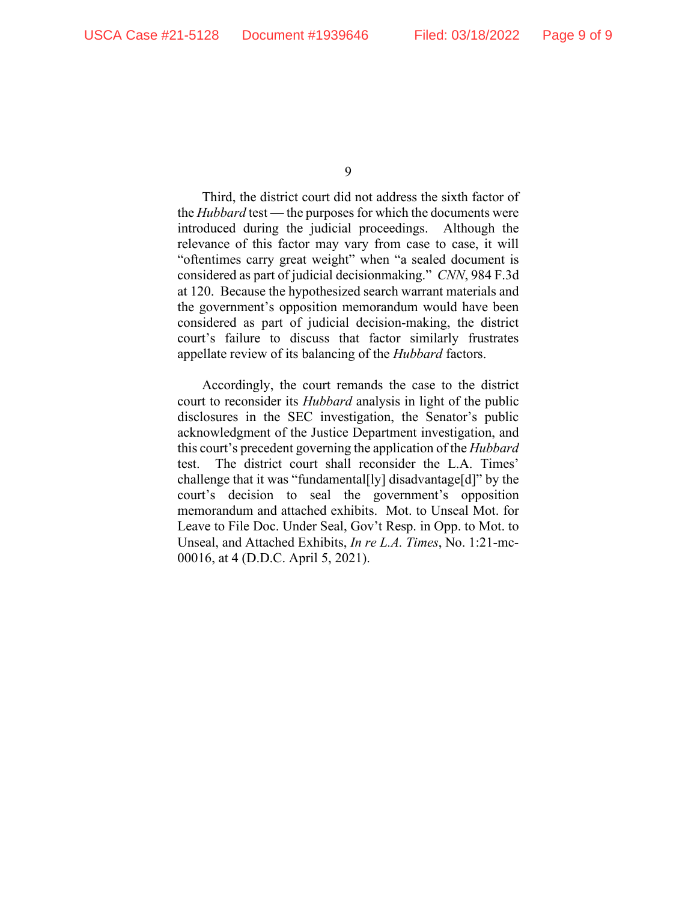Third, the district court did not address the sixth factor of the *Hubbard* test — the purposes for which the documents were introduced during the judicial proceedings. Although the relevance of this factor may vary from case to case, it will "oftentimes carry great weight" when "a sealed document is considered as part of judicial decisionmaking." *CNN*, 984 F.3d at 120. Because the hypothesized search warrant materials and the government's opposition memorandum would have been considered as part of judicial decision-making, the district court's failure to discuss that factor similarly frustrates appellate review of its balancing of the *Hubbard* factors.

Accordingly, the court remands the case to the district court to reconsider its *Hubbard* analysis in light of the public disclosures in the SEC investigation, the Senator's public acknowledgment of the Justice Department investigation, and this court's precedent governing the application of the *Hubbard* test. The district court shall reconsider the L.A. Times' challenge that it was "fundamental[ly] disadvantage[d]" by the court's decision to seal the government's opposition memorandum and attached exhibits. Mot. to Unseal Mot. for Leave to File Doc. Under Seal, Gov't Resp. in Opp. to Mot. to Unseal, and Attached Exhibits, *In re L.A. Times*, No. 1:21-mc-00016, at 4 (D.D.C. April 5, 2021).